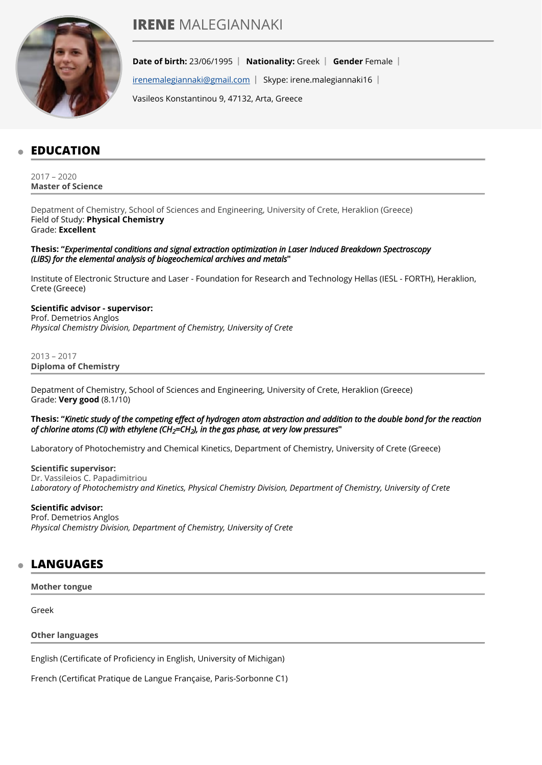# **IRENE** MALEGIANNAKI

**Date of birth:** 23/06/1995 | **Nationality:** Greek | **Gender** Female |

irenemalegiannaki@gmail.com | Skype: irene.malegiannaki16 |

Vasileos Konstantinou 9, 47132, Arta, Greece

## EDUCATION

2017 – 2020
**Master of Science**

Depatment of Chemistry, School of Sciences and Engineering, University of Crete, Heraklion (Greece)
Field of Study: **Physical Chemistry**
Grade: **Excellent**

**Thesis: "*Experimental conditions and signal extraction optimization in Laser Induced Breakdown Spectroscopy (LIBS) for the elemental analysis of biogeochemical archives and metals*"**

Institute of Electronic Structure and Laser - Foundation for Research and Technology Hellas (IESL - FORTH), Heraklion, Crete (Greece)

**Scientific advisor - supervisor:**
Prof. Demetrios Anglos
*Physical Chemistry Division, Department of Chemistry, University of Crete*

2013 – 2017
**Diploma of Chemistry**

Depatment of Chemistry, School of Sciences and Engineering, University of Crete, Heraklion (Greece)
Grade: **Very good** (8.1/10)

**Thesis: "*Kinetic study of the competing effect of hydrogen atom abstraction and addition to the double bond for the reaction of chlorine atoms (Cl) with ethylene ($CH_2$=$CH_2$), in the gas phase, at very low pressures*"**

Laboratory of Photochemistry and Chemical Kinetics, Department of Chemistry, University of Crete (Greece)

**Scientific supervisor:**
Dr. Vassileios C. Papadimitriou
*Laboratory of Photochemistry and Kinetics, Physical Chemistry Division, Department of Chemistry, University of Crete*

**Scientific advisor:**
Prof. Demetrios Anglos
*Physical Chemistry Division, Department of Chemistry, University of Crete*

## LANGUAGES

**Mother tongue**

Greek

**Other languages**

English (Certificate of Proficiency in English, University of Michigan)

French (Certificat Pratique de Langue Française, Paris-Sorbonne C1)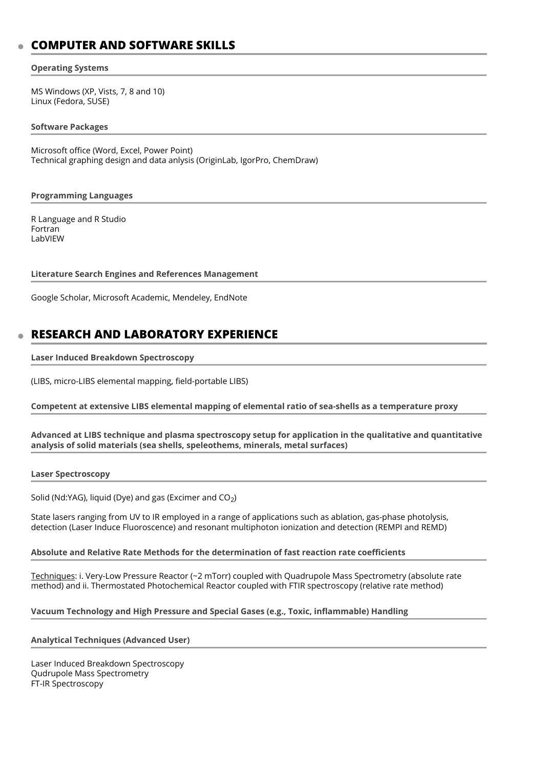## COMPUTER AND SOFTWARE SKILLS

### Operating Systems

MS Windows (XP, Vists, 7, 8 and 10)
Linux (Fedora, SUSE)

### Software Packages

Microsoft office (Word, Excel, Power Point)
Technical graphing design and data anlysis (OriginLab, IgorPro, ChemDraw)

### Programming Languages

R Language and R Studio
Fortran
LabVIEW

### Literature Search Engines and References Management

Google Scholar, Microsoft Academic, Mendeley, EndNote

## RESEARCH AND LABORATORY EXPERIENCE

### Laser Induced Breakdown Spectroscopy

(LIBS, micro-LIBS elemental mapping, field-portable LIBS)

**Competent at extensive LIBS elemental mapping of elemental ratio of sea-shells as a temperature proxy**

**Advanced at LIBS technique and plasma spectroscopy setup for application in the qualitative and quantitative analysis of solid materials (sea shells, speleothems, minerals, metal surfaces)**

### Laser Spectroscopy

Solid (Nd:YAG), liquid (Dye) and gas (Excimer and $CO_2$)

State lasers ranging from UV to IR employed in a range of applications such as ablation, gas-phase photolysis, detection (Laser Induce Fluoroscence) and resonant multiphoton ionization and detection (REMPI and REMD)

### Absolute and Relative Rate Methods for the determination of fast reaction rate coefficients

Techniques: i. Very-Low Pressure Reactor (~2 mTorr) coupled with Quadrupole Mass Spectrometry (absolute rate method) and ii. Thermostated Photochemical Reactor coupled with FTIR spectroscopy (relative rate method)

### Vacuum Technology and High Pressure and Special Gases (e.g., Toxic, inflammable) Handling

### Analytical Techniques (Advanced User)

Laser Induced Breakdown Spectroscopy
Qudrupole Mass Spectrometry
FT-IR Spectroscopy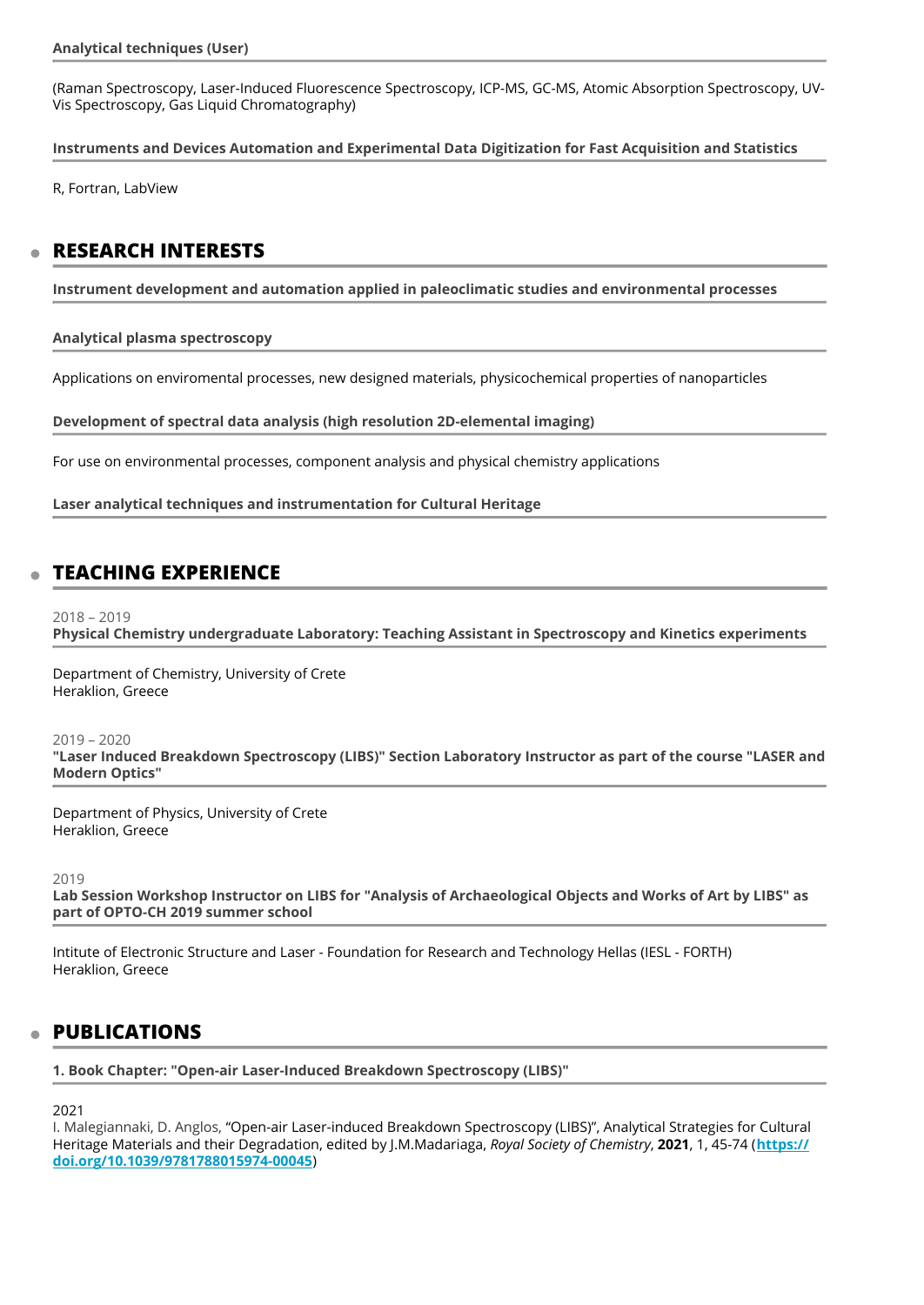**Analytical techniques (User)**

(Raman Spectroscopy, Laser-Induced Fluorescence Spectroscopy, ICP-MS, GC-MS, Atomic Absorption Spectroscopy, UV-Vis Spectroscopy, Gas Liquid Chromatography)

**Instruments and Devices Automation and Experimental Data Digitization for Fast Acquisition and Statistics**

R, Fortran, LabView

## RESEARCH INTERESTS

**Instrument development and automation applied in paleoclimatic studies and environmental processes**

**Analytical plasma spectroscopy**

Applications on enviromental processes, new designed materials, physicochemical properties of nanoparticles

**Development of spectral data analysis (high resolution 2D-elemental imaging)**

For use on environmental processes, component analysis and physical chemistry applications

**Laser analytical techniques and instrumentation for Cultural Heritage**

## TEACHING EXPERIENCE

2018 – 2019
**Physical Chemistry undergraduate Laboratory: Teaching Assistant in Spectroscopy and Kinetics experiments**

Department of Chemistry, University of Crete
Heraklion, Greece

2019 – 2020
**"Laser Induced Breakdown Spectroscopy (LIBS)" Section Laboratory Instructor as part of the course "LASER and Modern Optics"**

Department of Physics, University of Crete
Heraklion, Greece

2019
**Lab Session Workshop Instructor on LIBS for "Analysis of Archaeological Objects and Works of Art by LIBS" as part of OPTO-CH 2019 summer school**

Intitute of Electronic Structure and Laser - Foundation for Research and Technology Hellas (IESL - FORTH)
Heraklion, Greece

## PUBLICATIONS

**1. Book Chapter: "Open-air Laser-Induced Breakdown Spectroscopy (LIBS)"**

2021
I. Malegiannaki, D. Anglos, "Open-air Laser-induced Breakdown Spectroscopy (LIBS)", Analytical Strategies for Cultural Heritage Materials and their Degradation, edited by J.M.Madariaga, *Royal Society of Chemistry*, **2021**, 1, 45-74 (**https://doi.org/10.1039/9781788015974-00045**)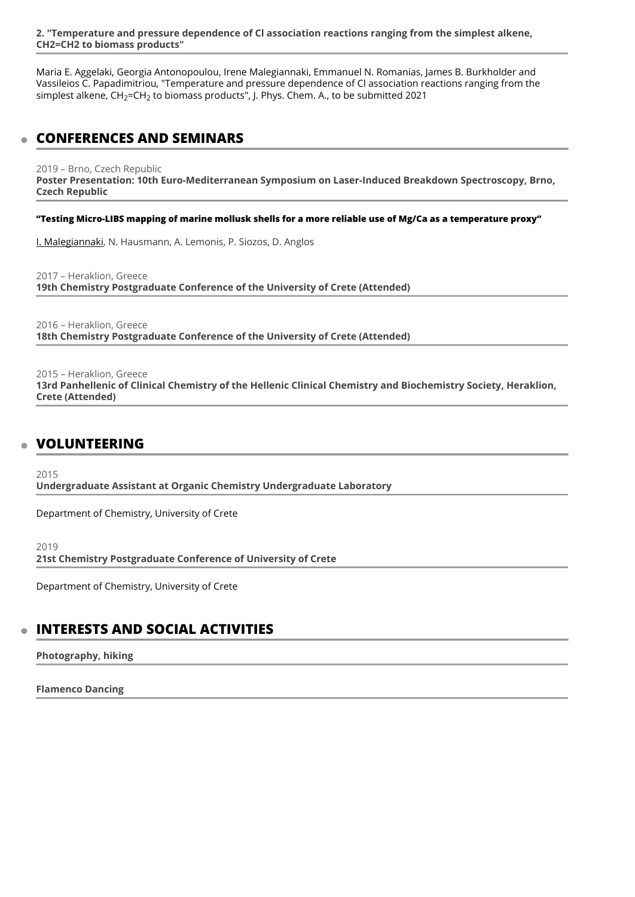**2. "Temperature and pressure dependence of Cl association reactions ranging from the simplest alkene, CH2=CH2 to biomass products"**

Maria E. Aggelaki, Georgia Antonopoulou, Irene Malegiannaki, Emmanuel N. Romanias, James B. Burkholder and Vassileios C. Papadimitriou, "Temperature and pressure dependence of Cl association reactions ranging from the simplest alkene, $CH_2$=$CH_2$ to biomass products", J. Phys. Chem. A., to be submitted 2021

## CONFERENCES AND SEMINARS

2019 – Brno, Czech Republic
**Poster Presentation: 10th Euro-Mediterranean Symposium on Laser-Induced Breakdown Spectroscopy, Brno, Czech Republic**

**"Testing Micro-LIBS mapping of marine mollusk shells for a more reliable use of Mg/Ca as a temperature proxy"**

I. Malegiannaki, N. Hausmann, A. Lemonis, P. Siozos, D. Anglos

2017 – Heraklion, Greece
**19th Chemistry Postgraduate Conference of the University of Crete (Attended)**

2016 – Heraklion, Greece
**18th Chemistry Postgraduate Conference of the University of Crete (Attended)**

2015 – Heraklion, Greece
**13rd Panhellenic of Clinical Chemistry of the Hellenic Clinical Chemistry and Biochemistry Society, Heraklion, Crete (Attended)**

## VOLUNTEERING

2015
**Undergraduate Assistant at Organic Chemistry Undergraduate Laboratory**

Department of Chemistry, University of Crete

2019
**21st Chemistry Postgraduate Conference of University of Crete**

Department of Chemistry, University of Crete

## INTERESTS AND SOCIAL ACTIVITIES

**Photography, hiking**

**Flamenco Dancing**